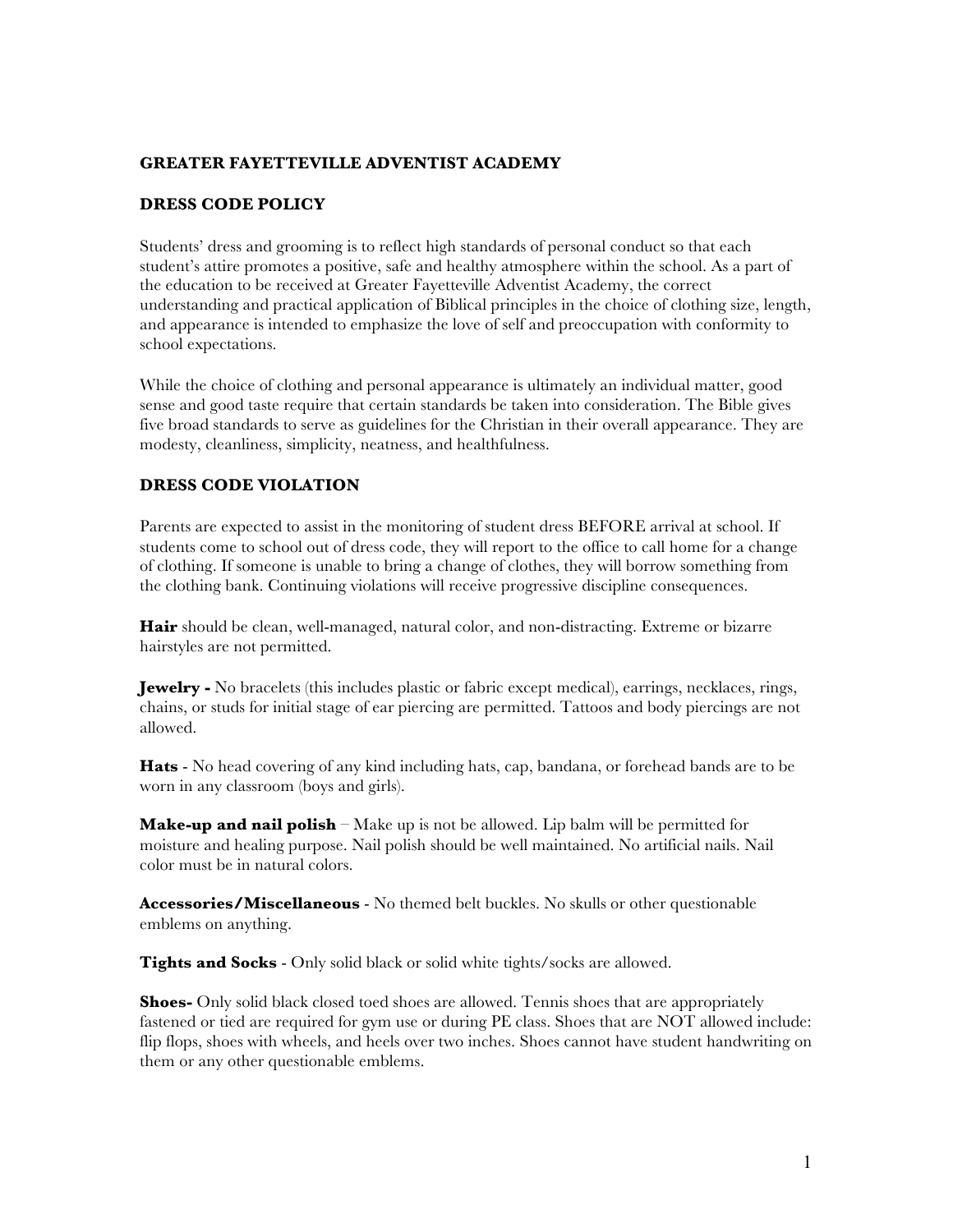# GREATER FAYETTEVILLE ADVENTIST ACADEMY

## DRESS CODE POLICY

Students' dress and grooming is to reflect high standards of personal conduct so that each student's attire promotes a positive, safe and healthy atmosphere within the school. As a part of the education to be received at Greater Fayetteville Adventist Academy, the correct understanding and practical application of Biblical principles in the choice of clothing size, length, and appearance is intended to emphasize the love of self and preoccupation with conformity to school expectations.

While the choice of clothing and personal appearance is ultimately an individual matter, good sense and good taste require that certain standards be taken into consideration. The Bible gives five broad standards to serve as guidelines for the Christian in their overall appearance. They are modesty, cleanliness, simplicity, neatness, and healthfulness.

## DRESS CODE VIOLATION

Parents are expected to assist in the monitoring of student dress BEFORE arrival at school. If students come to school out of dress code, they will report to the office to call home for a change of clothing. If someone is unable to bring a change of clothes, they will borrow something from the clothing bank. Continuing violations will receive progressive discipline consequences.

**Hair** should be clean, well-managed, natural color, and non-distracting. Extreme or bizarre hairstyles are not permitted.

**Jewelry -** No bracelets (this includes plastic or fabric except medical), earrings, necklaces, rings, chains, or studs for initial stage of ear piercing are permitted. Tattoos and body piercings are not allowed.

**Hats** - No head covering of any kind including hats, cap, bandana, or forehead bands are to be worn in any classroom (boys and girls).

**Make-up and nail polish** – Make up is not be allowed. Lip balm will be permitted for moisture and healing purpose. Nail polish should be well maintained. No artificial nails. Nail color must be in natural colors.

**Accessories/Miscellaneous** - No themed belt buckles. No skulls or other questionable emblems on anything.

**Tights and Socks** - Only solid black or solid white tights/socks are allowed.

**Shoes-** Only solid black closed toed shoes are allowed. Tennis shoes that are appropriately fastened or tied are required for gym use or during PE class. Shoes that are NOT allowed include: flip flops, shoes with wheels, and heels over two inches. Shoes cannot have student handwriting on them or any other questionable emblems.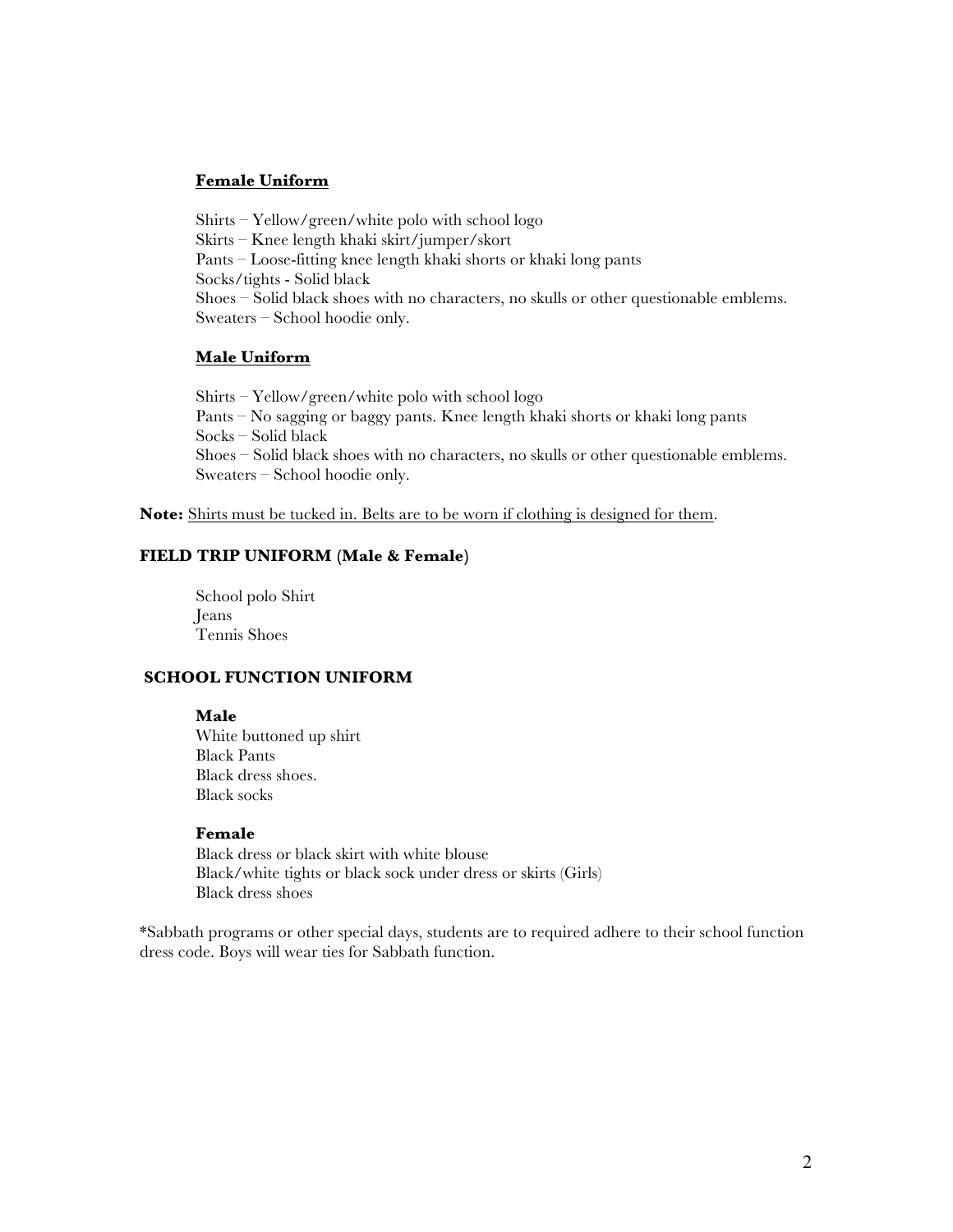**<u>Female Uniform</u>**

Shirts – Yellow/green/white polo with school logo
Skirts – Knee length khaki skirt/jumper/skort
Pants – Loose-fitting knee length khaki shorts or khaki long pants
Socks/tights - Solid black
Shoes – Solid black shoes with no characters, no skulls or other questionable emblems.
Sweaters – School hoodie only.

**<u>Male Uniform</u>**

Shirts – Yellow/green/white polo with school logo
Pants – No sagging or baggy pants. Knee length khaki shorts or khaki long pants
Socks – Solid black
Shoes – Solid black shoes with no characters, no skulls or other questionable emblems.
Sweaters – School hoodie only.

**Note:** <u>Shirts must be tucked in. Belts are to be worn if clothing is designed for them</u>.

**FIELD TRIP UNIFORM (Male & Female)**

School polo Shirt
Jeans
Tennis Shoes

**SCHOOL FUNCTION UNIFORM**

**Male**
White buttoned up shirt
Black Pants
Black dress shoes.
Black socks

**Female**
Black dress or black skirt with white blouse
Black/white tights or black sock under dress or skirts (Girls)
Black dress shoes

*Sabbath programs or other special days, students are to required adhere to their school function dress code. Boys will wear ties for Sabbath function.